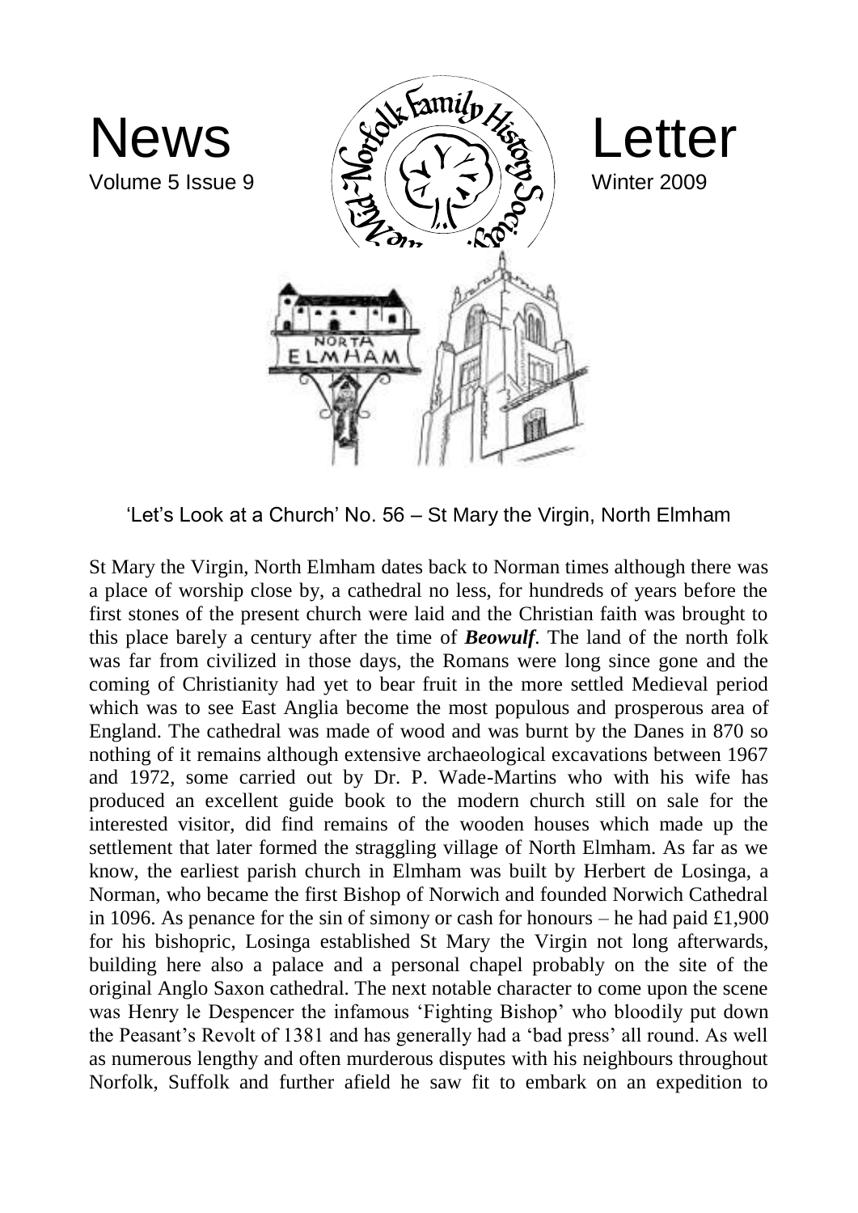# News Letter

Volume 5 Issue 9

Winter 2009

'Let's Look at a Church' No. 56 – St Mary the Virgin, North Elmham

St Mary the Virgin, North Elmham dates back to Norman times although there was a place of worship close by, a cathedral no less, for hundreds of years before the first stones of the present church were laid and the Christian faith was brought to this place barely a century after the time of ***Beowulf***. The land of the north folk was far from civilized in those days, the Romans were long since gone and the coming of Christianity had yet to bear fruit in the more settled Medieval period which was to see East Anglia become the most populous and prosperous area of England. The cathedral was made of wood and was burnt by the Danes in 870 so nothing of it remains although extensive archaeological excavations between 1967 and 1972, some carried out by Dr. P. Wade-Martins who with his wife has produced an excellent guide book to the modern church still on sale for the interested visitor, did find remains of the wooden houses which made up the settlement that later formed the straggling village of North Elmham. As far as we know, the earliest parish church in Elmham was built by Herbert de Losinga, a Norman, who became the first Bishop of Norwich and founded Norwich Cathedral in 1096. As penance for the sin of simony or cash for honours – he had paid £1,900 for his bishopric, Losinga established St Mary the Virgin not long afterwards, building here also a palace and a personal chapel probably on the site of the original Anglo Saxon cathedral. The next notable character to come upon the scene was Henry le Despencer the infamous 'Fighting Bishop' who bloodily put down the Peasant's Revolt of 1381 and has generally had a 'bad press' all round. As well as numerous lengthy and often murderous disputes with his neighbours throughout Norfolk, Suffolk and further afield he saw fit to embark on an expedition to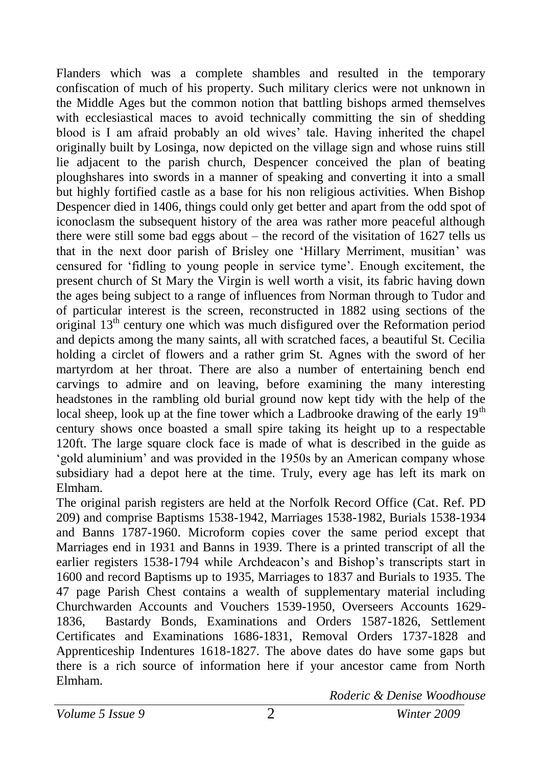Flanders which was a complete shambles and resulted in the temporary confiscation of much of his property. Such military clerics were not unknown in the Middle Ages but the common notion that battling bishops armed themselves with ecclesiastical maces to avoid technically committing the sin of shedding blood is I am afraid probably an old wives' tale. Having inherited the chapel originally built by Losinga, now depicted on the village sign and whose ruins still lie adjacent to the parish church, Despencer conceived the plan of beating ploughshares into swords in a manner of speaking and converting it into a small but highly fortified castle as a base for his non religious activities. When Bishop Despencer died in 1406, things could only get better and apart from the odd spot of iconoclasm the subsequent history of the area was rather more peaceful although there were still some bad eggs about – the record of the visitation of 1627 tells us that in the next door parish of Brisley one 'Hillary Merriment, musitian' was censured for 'fidling to young people in service tyme'. Enough excitement, the present church of St Mary the Virgin is well worth a visit, its fabric having down the ages being subject to a range of influences from Norman through to Tudor and of particular interest is the screen, reconstructed in 1882 using sections of the original 13th century one which was much disfigured over the Reformation period and depicts among the many saints, all with scratched faces, a beautiful St. Cecilia holding a circlet of flowers and a rather grim St. Agnes with the sword of her martyrdom at her throat. There are also a number of entertaining bench end carvings to admire and on leaving, before examining the many interesting headstones in the rambling old burial ground now kept tidy with the help of the local sheep, look up at the fine tower which a Ladbrooke drawing of the early 19th century shows once boasted a small spire taking its height up to a respectable 120ft. The large square clock face is made of what is described in the guide as 'gold aluminium' and was provided in the 1950s by an American company whose subsidiary had a depot here at the time. Truly, every age has left its mark on Elmham.

The original parish registers are held at the Norfolk Record Office (Cat. Ref. PD 209) and comprise Baptisms 1538-1942, Marriages 1538-1982, Burials 1538-1934 and Banns 1787-1960. Microform copies cover the same period except that Marriages end in 1931 and Banns in 1939. There is a printed transcript of all the earlier registers 1538-1794 while Archdeacon's and Bishop's transcripts start in 1600 and record Baptisms up to 1935, Marriages to 1837 and Burials to 1935. The 47 page Parish Chest contains a wealth of supplementary material including Churchwarden Accounts and Vouchers 1539-1950, Overseers Accounts 1629-1836, Bastardy Bonds, Examinations and Orders 1587-1826, Settlement Certificates and Examinations 1686-1831, Removal Orders 1737-1828 and Apprenticeship Indentures 1618-1827. The above dates do have some gaps but there is a rich source of information here if your ancestor came from North Elmham.

*Roderic & Denise Woodhouse*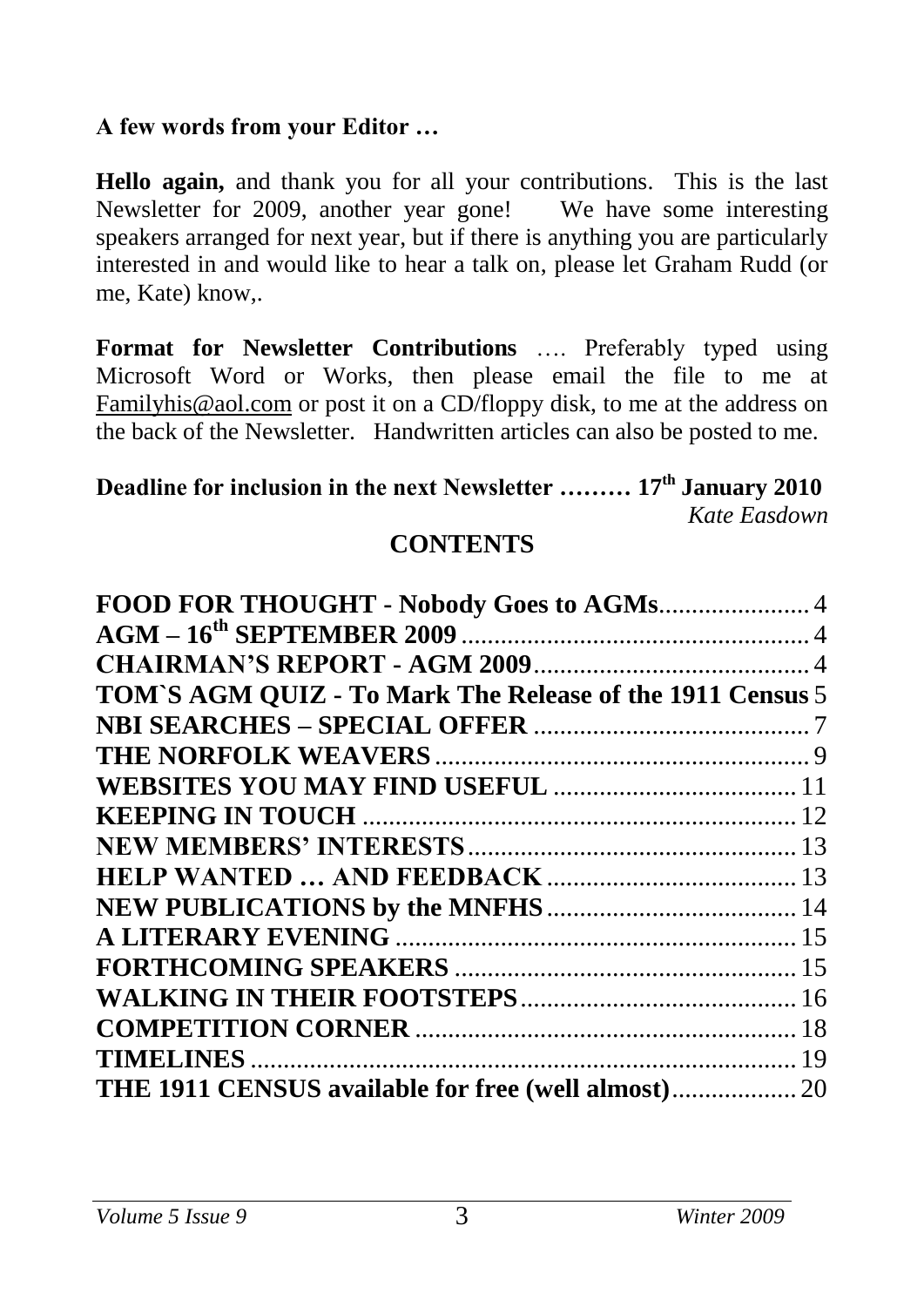**A few words from your Editor …**

**Hello again,** and thank you for all your contributions. This is the last Newsletter for 2009, another year gone! We have some interesting speakers arranged for next year, but if there is anything you are particularly interested in and would like to hear a talk on, please let Graham Rudd (or me, Kate) know,.

**Format for Newsletter Contributions** …. Preferably typed using Microsoft Word or Works, then please email the file to me at Familyhis@aol.com or post it on a CD/floppy disk, to me at the address on the back of the Newsletter. Handwritten articles can also be posted to me.

**Deadline for inclusion in the next Newsletter ……… 17th January 2010**

*Kate Easdown*

## CONTENTS

| | |
|---|---|
| **FOOD FOR THOUGHT - Nobody Goes to AGMs** | 4 |
| **AGM – 16th SEPTEMBER 2009** | 4 |
| **CHAIRMAN'S REPORT - AGM 2009** | 4 |
| **TOM`S AGM QUIZ - To Mark The Release of the 1911 Census** | 5 |
| **NBI SEARCHES – SPECIAL OFFER** | 7 |
| **THE NORFOLK WEAVERS** | 9 |
| **WEBSITES YOU MAY FIND USEFUL** | 11 |
| **KEEPING IN TOUCH** | 12 |
| **NEW MEMBERS' INTERESTS** | 13 |
| **HELP WANTED … AND FEEDBACK** | 13 |
| **NEW PUBLICATIONS by the MNFHS** | 14 |
| **A LITERARY EVENING** | 15 |
| **FORTHCOMING SPEAKERS** | 15 |
| **WALKING IN THEIR FOOTSTEPS** | 16 |
| **COMPETITION CORNER** | 18 |
| **TIMELINES** | 19 |
| **THE 1911 CENSUS available for free (well almost)** | 20 |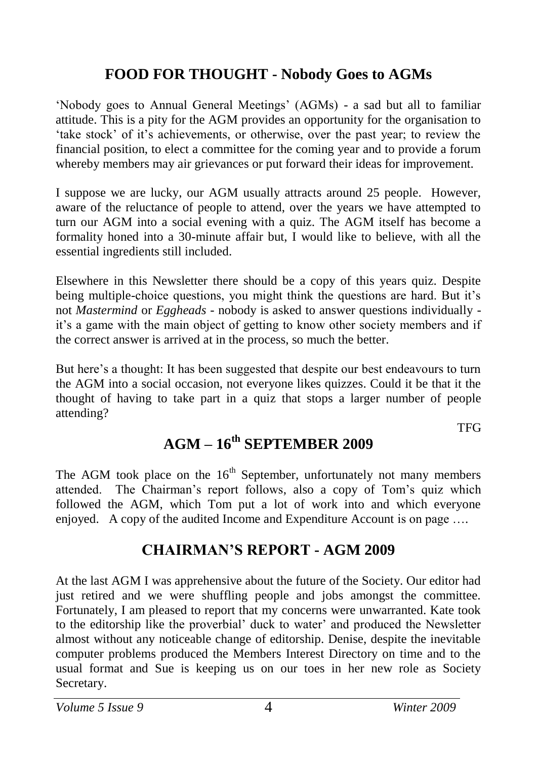## FOOD FOR THOUGHT - Nobody Goes to AGMs

'Nobody goes to Annual General Meetings' (AGMs) - a sad but all to familiar attitude. This is a pity for the AGM provides an opportunity for the organisation to 'take stock' of it's achievements, or otherwise, over the past year; to review the financial position, to elect a committee for the coming year and to provide a forum whereby members may air grievances or put forward their ideas for improvement.

I suppose we are lucky, our AGM usually attracts around 25 people. However, aware of the reluctance of people to attend, over the years we have attempted to turn our AGM into a social evening with a quiz. The AGM itself has become a formality honed into a 30-minute affair but, I would like to believe, with all the essential ingredients still included.

Elsewhere in this Newsletter there should be a copy of this years quiz. Despite being multiple-choice questions, you might think the questions are hard. But it's not *Mastermind* or *Eggheads* - nobody is asked to answer questions individually - it's a game with the main object of getting to know other society members and if the correct answer is arrived at in the process, so much the better.

But here's a thought: It has been suggested that despite our best endeavours to turn the AGM into a social occasion, not everyone likes quizzes. Could it be that it the thought of having to take part in a quiz that stops a larger number of people attending?

TFG

## AGM – 16th SEPTEMBER 2009

The AGM took place on the 16th September, unfortunately not many members attended. The Chairman's report follows, also a copy of Tom's quiz which followed the AGM, which Tom put a lot of work into and which everyone enjoyed. A copy of the audited Income and Expenditure Account is on page ….

## CHAIRMAN'S REPORT - AGM 2009

At the last AGM I was apprehensive about the future of the Society. Our editor had just retired and we were shuffling people and jobs amongst the committee. Fortunately, I am pleased to report that my concerns were unwarranted. Kate took to the editorship like the proverbial' duck to water' and produced the Newsletter almost without any noticeable change of editorship. Denise, despite the inevitable computer problems produced the Members Interest Directory on time and to the usual format and Sue is keeping us on our toes in her new role as Society Secretary.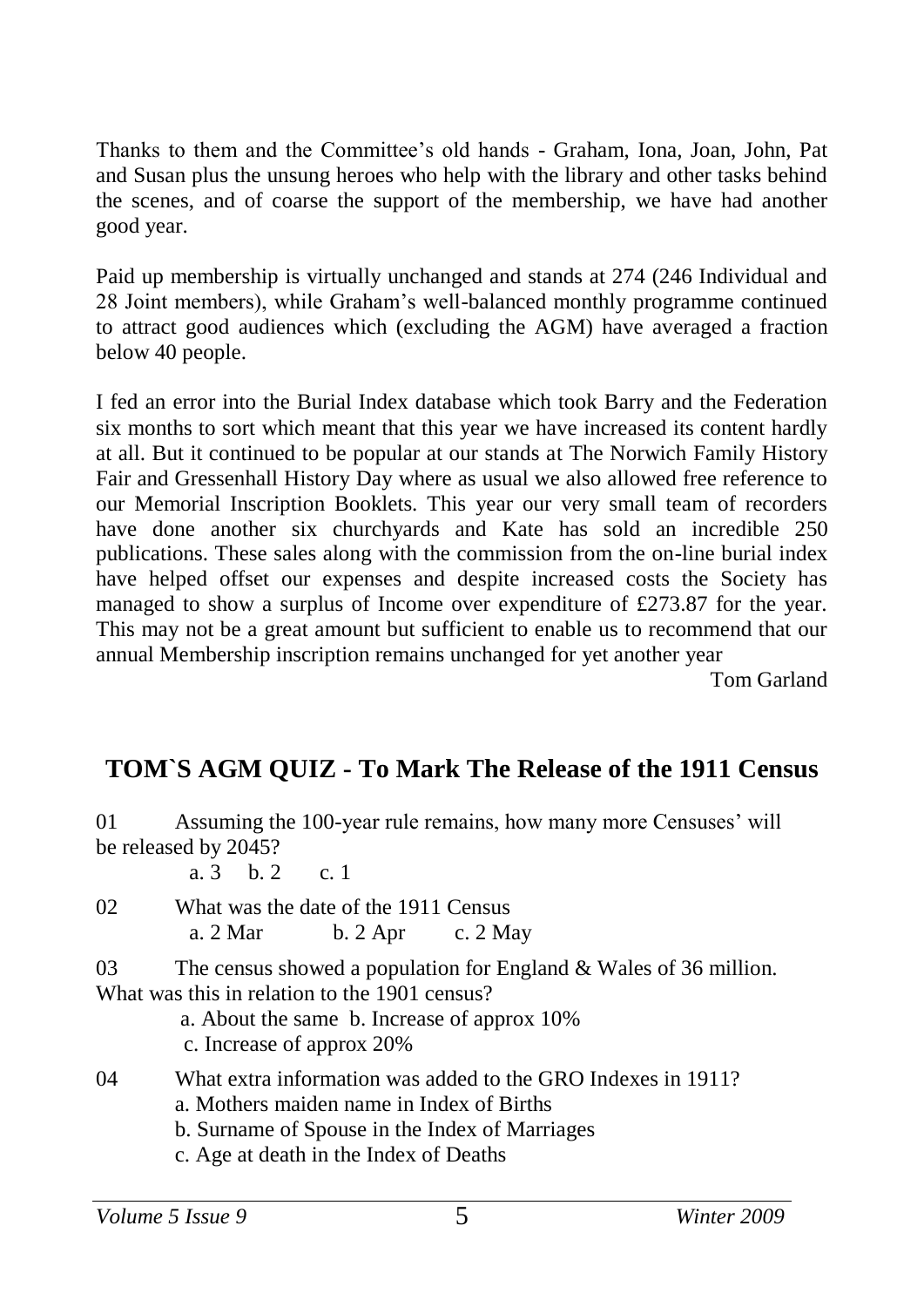Thanks to them and the Committee's old hands - Graham, Iona, Joan, John, Pat and Susan plus the unsung heroes who help with the library and other tasks behind the scenes, and of coarse the support of the membership, we have had another good year.

Paid up membership is virtually unchanged and stands at 274 (246 Individual and 28 Joint members), while Graham's well-balanced monthly programme continued to attract good audiences which (excluding the AGM) have averaged a fraction below 40 people.

I fed an error into the Burial Index database which took Barry and the Federation six months to sort which meant that this year we have increased its content hardly at all. But it continued to be popular at our stands at The Norwich Family History Fair and Gressenhall History Day where as usual we also allowed free reference to our Memorial Inscription Booklets. This year our very small team of recorders have done another six churchyards and Kate has sold an incredible 250 publications. These sales along with the commission from the on-line burial index have helped offset our expenses and despite increased costs the Society has managed to show a surplus of Income over expenditure of £273.87 for the year. This may not be a great amount but sufficient to enable us to recommend that our annual Membership inscription remains unchanged for yet another year

Tom Garland

## TOM`S AGM QUIZ - To Mark The Release of the 1911 Census

01 Assuming the 100-year rule remains, how many more Censuses' will be released by 2045?

a. 3 b. 2 c. 1

02 What was the date of the 1911 Census

a. 2 Mar b. 2 Apr c. 2 May

03 The census showed a population for England & Wales of 36 million. What was this in relation to the 1901 census?

a. About the same b. Increase of approx 10%
c. Increase of approx 20%

04 What extra information was added to the GRO Indexes in 1911?

a. Mothers maiden name in Index of Births
b. Surname of Spouse in the Index of Marriages
c. Age at death in the Index of Deaths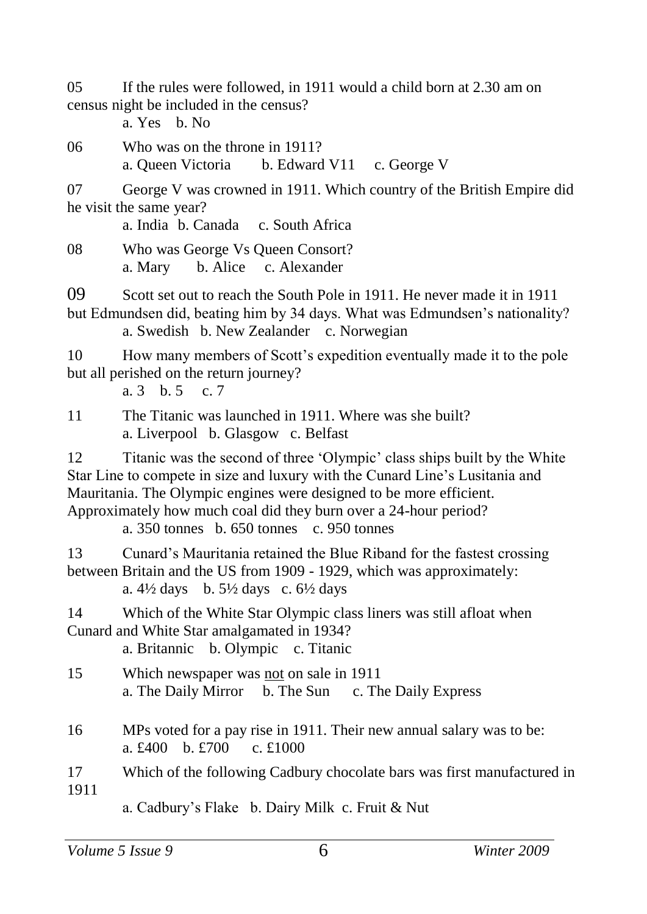05 If the rules were followed, in 1911 would a child born at 2.30 am on census night be included in the census?

a. Yes b. No

06 Who was on the throne in 1911?

a. Queen Victoria b. Edward V11 c. George V

07 George V was crowned in 1911. Which country of the British Empire did he visit the same year?

a. India b. Canada c. South Africa

08 Who was George Vs Queen Consort?

a. Mary b. Alice c. Alexander

09 Scott set out to reach the South Pole in 1911. He never made it in 1911 but Edmundsen did, beating him by 34 days. What was Edmundsen's nationality?

a. Swedish b. New Zealander c. Norwegian

10 How many members of Scott's expedition eventually made it to the pole but all perished on the return journey?

a. 3 b. 5 c. 7

11 The Titanic was launched in 1911. Where was she built?

a. Liverpool b. Glasgow c. Belfast

12 Titanic was the second of three 'Olympic' class ships built by the White Star Line to compete in size and luxury with the Cunard Line's Lusitania and Mauritania. The Olympic engines were designed to be more efficient. Approximately how much coal did they burn over a 24-hour period?

a. 350 tonnes b. 650 tonnes c. 950 tonnes

13 Cunard's Mauritania retained the Blue Riband for the fastest crossing between Britain and the US from 1909 - 1929, which was approximately:

a. 4½ days b. 5½ days c. 6½ days

14 Which of the White Star Olympic class liners was still afloat when Cunard and White Star amalgamated in 1934?

a. Britannic b. Olympic c. Titanic

15 Which newspaper was <u>not</u> on sale in 1911

a. The Daily Mirror b. The Sun c. The Daily Express

16 MPs voted for a pay rise in 1911. Their new annual salary was to be:

a. £400 b. £700 c. £1000

17 Which of the following Cadbury chocolate bars was first manufactured in 1911

a. Cadbury's Flake b. Dairy Milk c. Fruit & Nut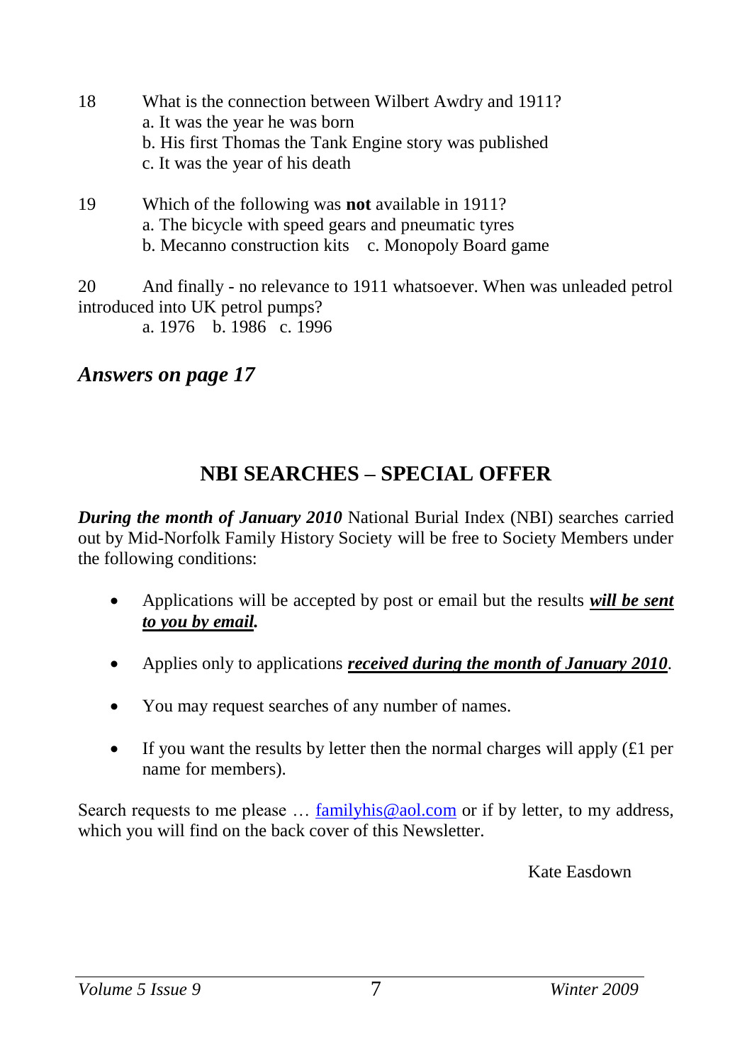18 What is the connection between Wilbert Awdry and 1911?
a. It was the year he was born
b. His first Thomas the Tank Engine story was published
c. It was the year of his death

19 Which of the following was **not** available in 1911?
a. The bicycle with speed gears and pneumatic tyres
b. Mecanno construction kits c. Monopoly Board game

20 And finally - no relevance to 1911 whatsoever. When was unleaded petrol introduced into UK petrol pumps?
a. 1976 b. 1986 c. 1996

***Answers on page 17***

## NBI SEARCHES – SPECIAL OFFER

***During the month of January 2010*** National Burial Index (NBI) searches carried out by Mid-Norfolk Family History Society will be free to Society Members under the following conditions:

- Applications will be accepted by post or email but the results ***will be sent to you by email.***
- Applies only to applications ***received during the month of January 2010***.
- You may request searches of any number of names.
- If you want the results by letter then the normal charges will apply (£1 per name for members).

Search requests to me please … familyhis@aol.com or if by letter, to my address, which you will find on the back cover of this Newsletter.

Kate Easdown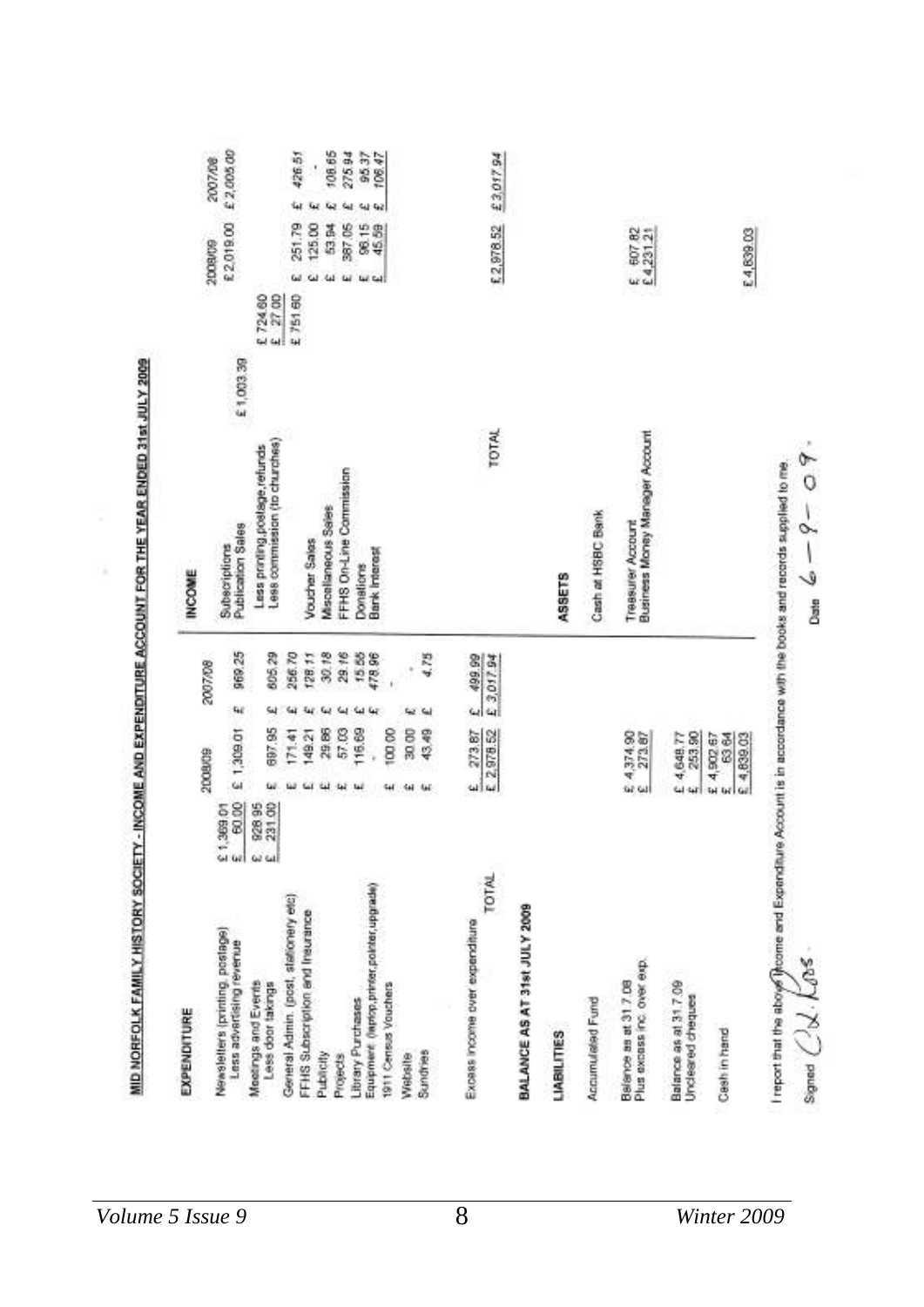## MID NORFOLK FAMILY HISTORY SOCIETY - INCOME AND EXPENDITURE ACCOUNT FOR THE YEAR ENDED 31st JULY 2009

### EXPENDITURE

| | | 2008/09 | 2007/08 |
|---|---|---|---|
| Newsletters (printing, postage) | £ 1,369.01 | | |
| Less advertising revenue | £ 60.00 | £ 1,309.01 | £ 969.25 |
| Meetings and Events | £ 928.95 | | |
| Less door takings | £ 231.00 | £ 697.95 | £ 605.29 |
| General Admin. (post, stationery etc) | | £ 171.41 | £ 256.70 |
| FFHS Subscription and Insurance | | £ 149.21 | £ 128.11 |
| Publicity | | £ 29.86 | £ 30.18 |
| Projects | | £ 57.03 | £ 29.16 |
| Library Purchases | | £ 116.69 | £ 15.55 |
| Equipment (laptop, printer, pointer, upgrade) | | - | £ 478.96 |
| 1911 Census Vouchers | | £ 100.00 | - |
| Website | | £ 30.00 | £ - |
| Sundries | | £ 43.49 | £ 4.75 |
| Excess income over expenditure | | £ 273.87 | £ 499.99 |
| TOTAL | | £ 2,978.52 | £ 3,017.94 |

### INCOME

| | | | 2008/09 | 2007/08 |
|---|---|---|---|---|
| Subscriptions | | | £ 2,019.00 | £ 2,005.00 |
| Publication Sales | £ 1,003.39 | | | |
| Less printing, postage, refunds | | £ 724.60 | | |
| Less commission (to churches) | | £ 27.00 | | |
| | | £ 751.60 | £ 251.79 | £ 426.51 |
| Voucher Sales | | | £ 125.00 | £ - |
| Miscellaneous Sales | | | £ 53.94 | £ 108.65 |
| FFHS On-Line Commission | | | £ 387.05 | £ 275.94 |
| Donations | | | £ 96.15 | £ 95.37 |
| Bank Interest | | | £ 45.59 | £ 106.47 |
| TOTAL | | | £ 2,978.52 | £ 3,017.94 |

### BALANCE AS AT 31st JULY 2009

#### LIABILITIES

| Accumulated Fund | |
|---|---|
| Balance as at 31.7.08 | £ 4,374.90 |
| Plus excess inc. over exp. | £ 273.87 |
| Balance as at 31.7.09 | £ 4,648.77 |
| Uncleared cheques | £ 253.90 |
| | £ 4,902.67 |
| Cash in hand | £ 63.64 |
| | £ 4,839.03 |

#### ASSETS

| Cash at HSBC Bank | |
|---|---|
| Treasurer Account | £ 607.82 |
| Business Money Manager Account | £ 4,231.21 |
| | £ 4,839.03 |

I report that the above Income and Expenditure Account is in accordance with the books and records supplied to me.

Signed C.L. Ross

Date 6 – 9 – 09.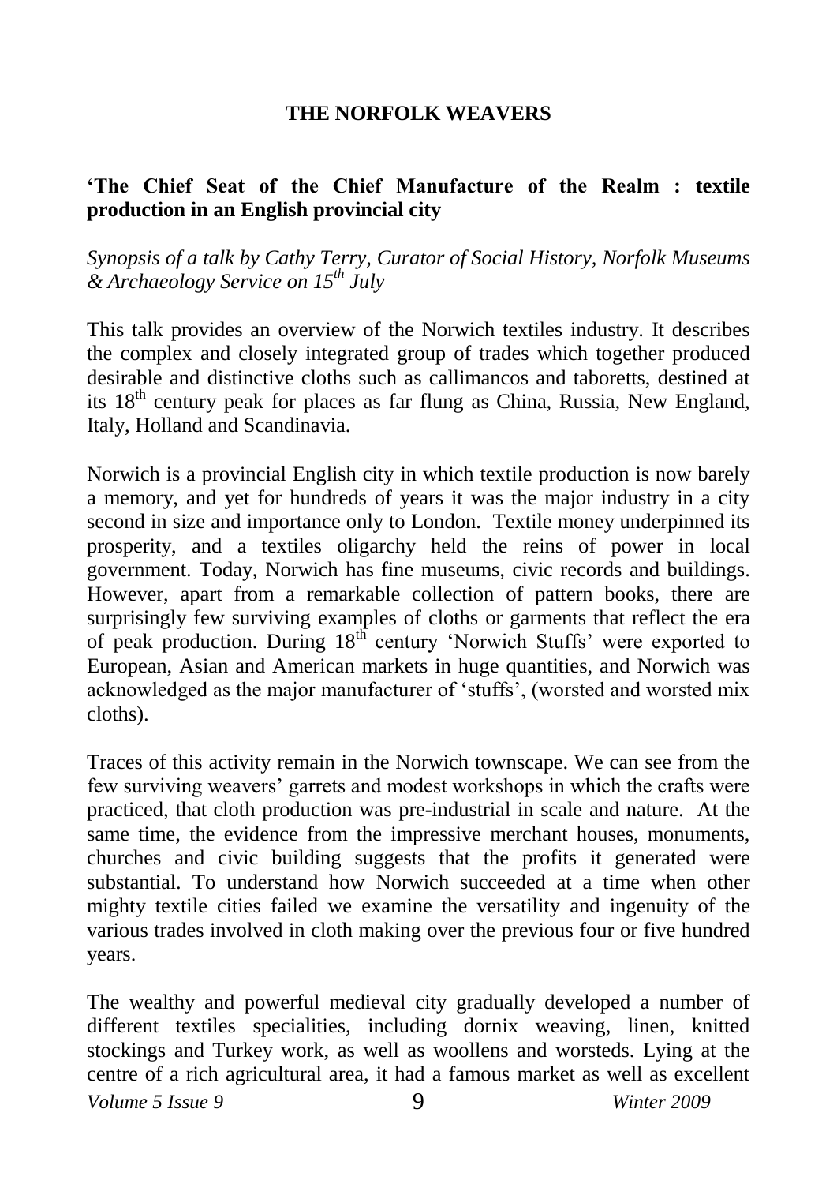## THE NORFOLK WEAVERS

### 'The Chief Seat of the Chief Manufacture of the Realm : textile production in an English provincial city

*Synopsis of a talk by Cathy Terry, Curator of Social History, Norfolk Museums & Archaeology Service on 15th July*

This talk provides an overview of the Norwich textiles industry. It describes the complex and closely integrated group of trades which together produced desirable and distinctive cloths such as callimancos and taboretts, destined at its 18th century peak for places as far flung as China, Russia, New England, Italy, Holland and Scandinavia.

Norwich is a provincial English city in which textile production is now barely a memory, and yet for hundreds of years it was the major industry in a city second in size and importance only to London. Textile money underpinned its prosperity, and a textiles oligarchy held the reins of power in local government. Today, Norwich has fine museums, civic records and buildings. However, apart from a remarkable collection of pattern books, there are surprisingly few surviving examples of cloths or garments that reflect the era of peak production. During 18th century 'Norwich Stuffs' were exported to European, Asian and American markets in huge quantities, and Norwich was acknowledged as the major manufacturer of 'stuffs', (worsted and worsted mix cloths).

Traces of this activity remain in the Norwich townscape. We can see from the few surviving weavers' garrets and modest workshops in which the crafts were practiced, that cloth production was pre-industrial in scale and nature. At the same time, the evidence from the impressive merchant houses, monuments, churches and civic building suggests that the profits it generated were substantial. To understand how Norwich succeeded at a time when other mighty textile cities failed we examine the versatility and ingenuity of the various trades involved in cloth making over the previous four or five hundred years.

The wealthy and powerful medieval city gradually developed a number of different textiles specialities, including dornix weaving, linen, knitted stockings and Turkey work, as well as woollens and worsteds. Lying at the centre of a rich agricultural area, it had a famous market as well as excellent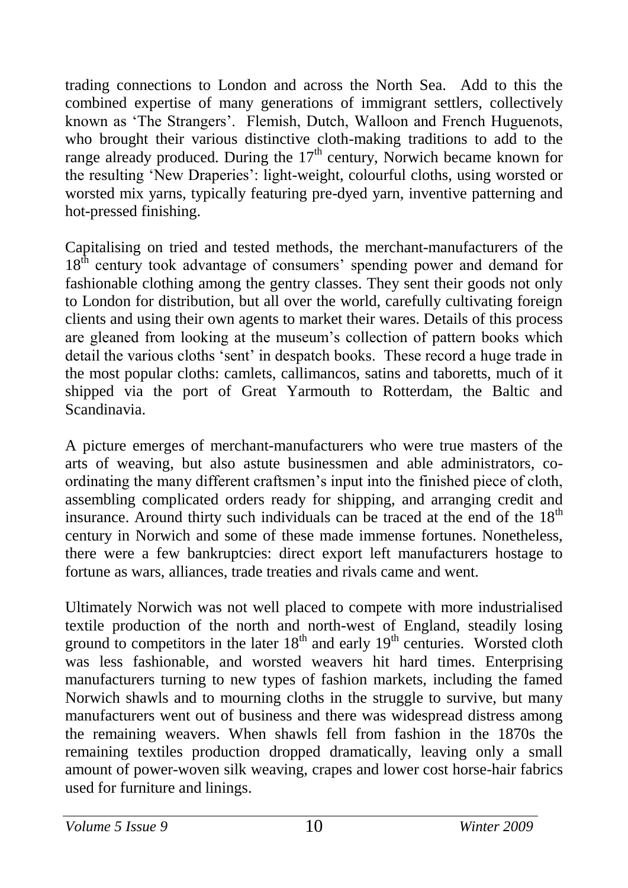trading connections to London and across the North Sea. Add to this the combined expertise of many generations of immigrant settlers, collectively known as 'The Strangers'. Flemish, Dutch, Walloon and French Huguenots, who brought their various distinctive cloth-making traditions to add to the range already produced. During the 17th century, Norwich became known for the resulting 'New Draperies': light-weight, colourful cloths, using worsted or worsted mix yarns, typically featuring pre-dyed yarn, inventive patterning and hot-pressed finishing.

Capitalising on tried and tested methods, the merchant-manufacturers of the 18th century took advantage of consumers' spending power and demand for fashionable clothing among the gentry classes. They sent their goods not only to London for distribution, but all over the world, carefully cultivating foreign clients and using their own agents to market their wares. Details of this process are gleaned from looking at the museum's collection of pattern books which detail the various cloths 'sent' in despatch books. These record a huge trade in the most popular cloths: camlets, callimancos, satins and taboretts, much of it shipped via the port of Great Yarmouth to Rotterdam, the Baltic and Scandinavia.

A picture emerges of merchant-manufacturers who were true masters of the arts of weaving, but also astute businessmen and able administrators, co-ordinating the many different craftsmen's input into the finished piece of cloth, assembling complicated orders ready for shipping, and arranging credit and insurance. Around thirty such individuals can be traced at the end of the 18th century in Norwich and some of these made immense fortunes. Nonetheless, there were a few bankruptcies: direct export left manufacturers hostage to fortune as wars, alliances, trade treaties and rivals came and went.

Ultimately Norwich was not well placed to compete with more industrialised textile production of the north and north-west of England, steadily losing ground to competitors in the later 18th and early 19th centuries. Worsted cloth was less fashionable, and worsted weavers hit hard times. Enterprising manufacturers turning to new types of fashion markets, including the famed Norwich shawls and to mourning cloths in the struggle to survive, but many manufacturers went out of business and there was widespread distress among the remaining weavers. When shawls fell from fashion in the 1870s the remaining textiles production dropped dramatically, leaving only a small amount of power-woven silk weaving, crapes and lower cost horse-hair fabrics used for furniture and linings.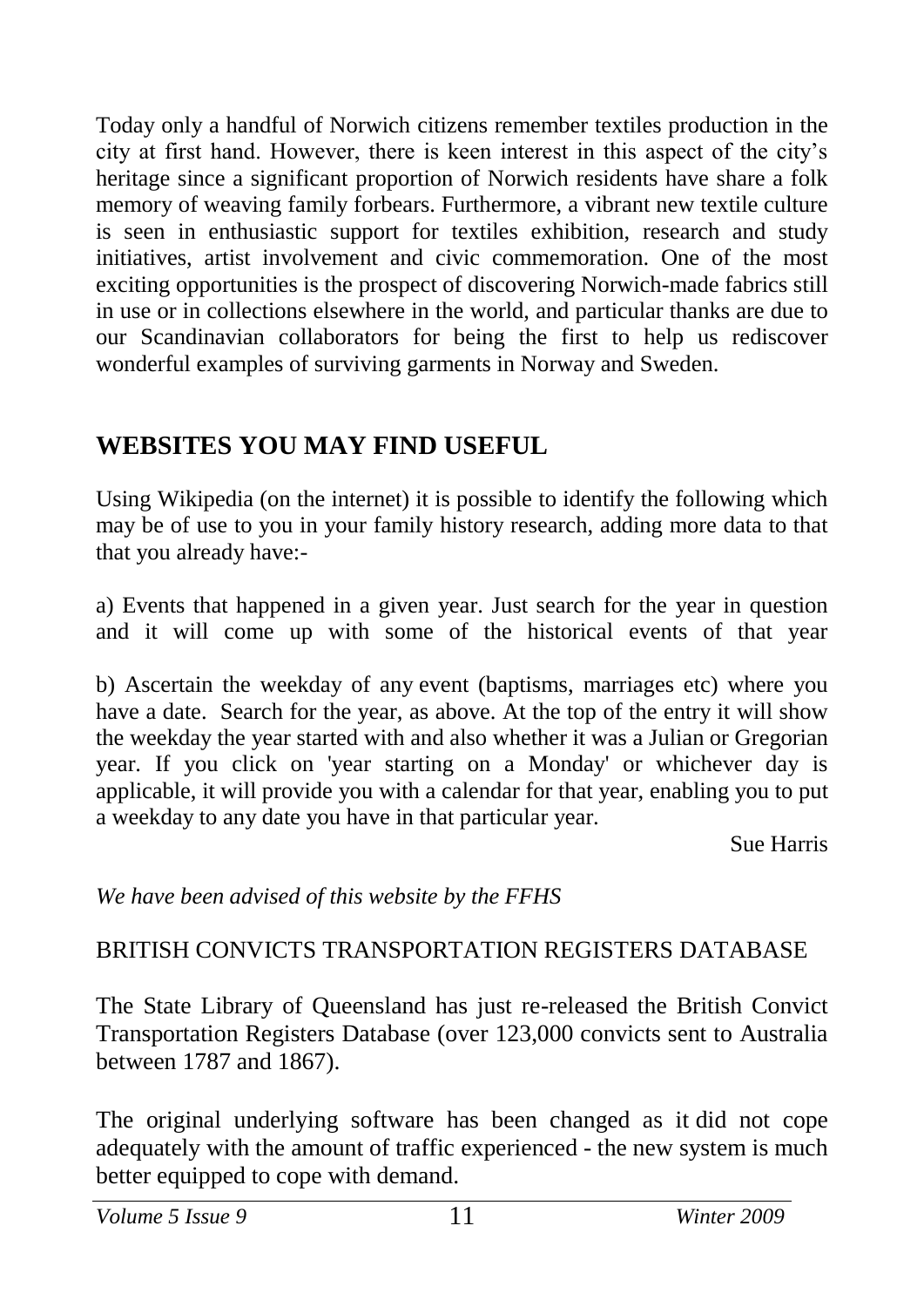Today only a handful of Norwich citizens remember textiles production in the city at first hand. However, there is keen interest in this aspect of the city's heritage since a significant proportion of Norwich residents have share a folk memory of weaving family forbears. Furthermore, a vibrant new textile culture is seen in enthusiastic support for textiles exhibition, research and study initiatives, artist involvement and civic commemoration. One of the most exciting opportunities is the prospect of discovering Norwich-made fabrics still in use or in collections elsewhere in the world, and particular thanks are due to our Scandinavian collaborators for being the first to help us rediscover wonderful examples of surviving garments in Norway and Sweden.

## WEBSITES YOU MAY FIND USEFUL

Using Wikipedia (on the internet) it is possible to identify the following which may be of use to you in your family history research, adding more data to that that you already have:-

a) Events that happened in a given year. Just search for the year in question and it will come up with some of the historical events of that year

b) Ascertain the weekday of any event (baptisms, marriages etc) where you have a date. Search for the year, as above. At the top of the entry it will show the weekday the year started with and also whether it was a Julian or Gregorian year. If you click on 'year starting on a Monday' or whichever day is applicable, it will provide you with a calendar for that year, enabling you to put a weekday to any date you have in that particular year.

Sue Harris

*We have been advised of this website by the FFHS*

BRITISH CONVICTS TRANSPORTATION REGISTERS DATABASE

The State Library of Queensland has just re-released the British Convict Transportation Registers Database (over 123,000 convicts sent to Australia between 1787 and 1867).

The original underlying software has been changed as it did not cope adequately with the amount of traffic experienced - the new system is much better equipped to cope with demand.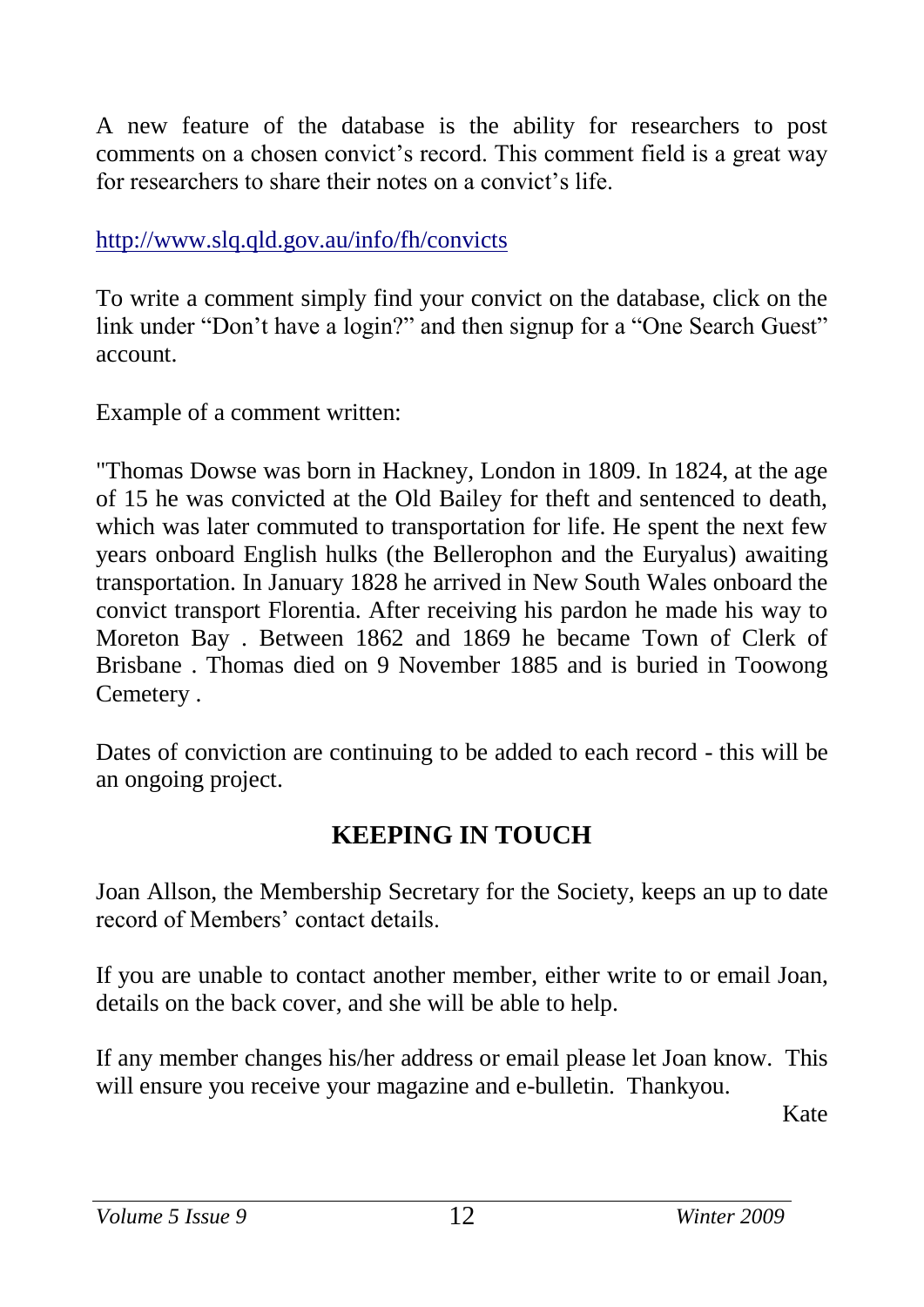A new feature of the database is the ability for researchers to post comments on a chosen convict's record. This comment field is a great way for researchers to share their notes on a convict's life.

http://www.slq.qld.gov.au/info/fh/convicts

To write a comment simply find your convict on the database, click on the link under "Don't have a login?" and then signup for a "One Search Guest" account.

Example of a comment written:

"Thomas Dowse was born in Hackney, London in 1809. In 1824, at the age of 15 he was convicted at the Old Bailey for theft and sentenced to death, which was later commuted to transportation for life. He spent the next few years onboard English hulks (the Bellerophon and the Euryalus) awaiting transportation. In January 1828 he arrived in New South Wales onboard the convict transport Florentia. After receiving his pardon he made his way to Moreton Bay . Between 1862 and 1869 he became Town of Clerk of Brisbane . Thomas died on 9 November 1885 and is buried in Toowong Cemetery .

Dates of conviction are continuing to be added to each record - this will be an ongoing project.

## KEEPING IN TOUCH

Joan Allson, the Membership Secretary for the Society, keeps an up to date record of Members' contact details.

If you are unable to contact another member, either write to or email Joan, details on the back cover, and she will be able to help.

If any member changes his/her address or email please let Joan know. This will ensure you receive your magazine and e-bulletin. Thankyou.

Kate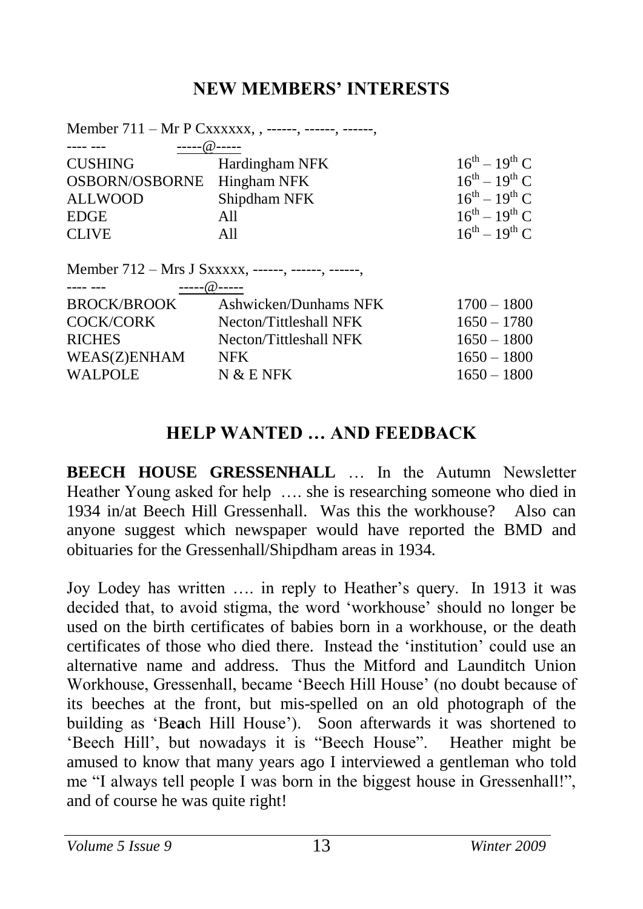## NEW MEMBERS' INTERESTS

Member 711 – Mr P Cxxxxxx, , ------, ------, ------,
---- ---    -----@-----

| | | |
|---|---|---|
| CUSHING | Hardingham NFK | $16^{th}$ – $19^{th}$ C |
| OSBORN/OSBORNE | Hingham NFK | $16^{th}$ – $19^{th}$ C |
| ALLWOOD | Shipdham NFK | $16^{th}$ – $19^{th}$ C |
| EDGE | All | $16^{th}$ – $19^{th}$ C |
| CLIVE | All | $16^{th}$ – $19^{th}$ C |

Member 712 – Mrs J Sxxxxx, ------, ------, ------,
---- ---    -----@-----

| | | |
|---|---|---|
| BROCK/BROOK | Ashwicken/Dunhams NFK | 1700 – 1800 |
| COCK/CORK | Necton/Tittleshall NFK | 1650 – 1780 |
| RICHES | Necton/Tittleshall NFK | 1650 – 1800 |
| WEAS(Z)ENHAM | NFK | 1650 – 1800 |
| WALPOLE | N & E NFK | 1650 – 1800 |

## HELP WANTED … AND FEEDBACK

**BEECH HOUSE GRESSENHALL** … In the Autumn Newsletter Heather Young asked for help …. she is researching someone who died in 1934 in/at Beech Hill Gressenhall. Was this the workhouse? Also can anyone suggest which newspaper would have reported the BMD and obituaries for the Gressenhall/Shipdham areas in 1934.

Joy Lodey has written …. in reply to Heather's query. In 1913 it was decided that, to avoid stigma, the word 'workhouse' should no longer be used on the birth certificates of babies born in a workhouse, or the death certificates of those who died there. Instead the 'institution' could use an alternative name and address. Thus the Mitford and Launditch Union Workhouse, Gressenhall, became 'Beech Hill House' (no doubt because of its beeches at the front, but mis-spelled on an old photograph of the building as 'Be**a**ch Hill House'). Soon afterwards it was shortened to 'Beech Hill', but nowadays it is "Beech House". Heather might be amused to know that many years ago I interviewed a gentleman who told me "I always tell people I was born in the biggest house in Gressenhall!", and of course he was quite right!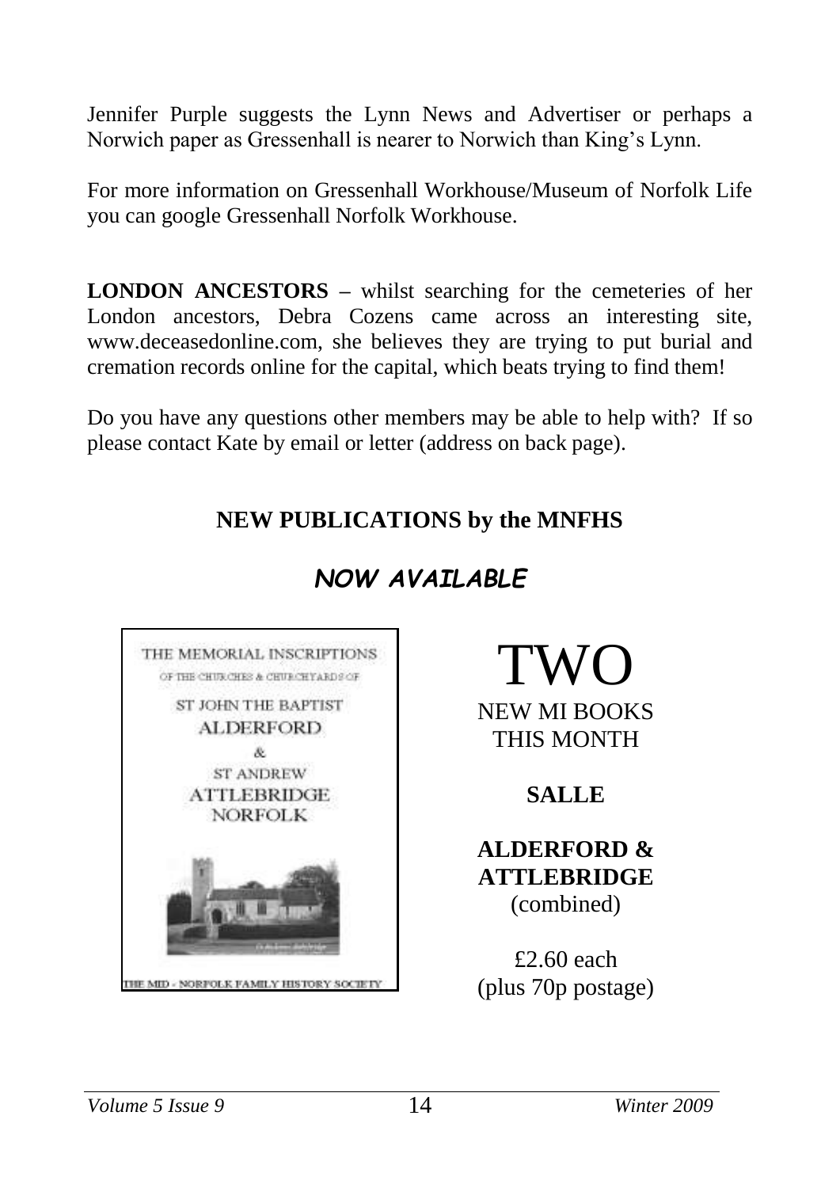Jennifer Purple suggests the Lynn News and Advertiser or perhaps a Norwich paper as Gressenhall is nearer to Norwich than King's Lynn.

For more information on Gressenhall Workhouse/Museum of Norfolk Life you can google Gressenhall Norfolk Workhouse.

**LONDON ANCESTORS** – whilst searching for the cemeteries of her London ancestors, Debra Cozens came across an interesting site, www.deceasedonline.com, she believes they are trying to put burial and cremation records online for the capital, which beats trying to find them!

Do you have any questions other members may be able to help with? If so please contact Kate by email or letter (address on back page).

## NEW PUBLICATIONS by the MNFHS

### *NOW AVAILABLE*

THE MEMORIAL INSCRIPTIONS
OF THE CHURCHES & CHURCHYARDS OF
ST JOHN THE BAPTIST
ALDERFORD
&
ST ANDREW
ATTLEBRIDGE
NORFOLK

THE MID - NORFOLK FAMILY HISTORY SOCIETY

TWO
NEW MI BOOKS
THIS MONTH

**SALLE**

**ALDERFORD & ATTLEBRIDGE**
(combined)

£2.60 each
(plus 70p postage)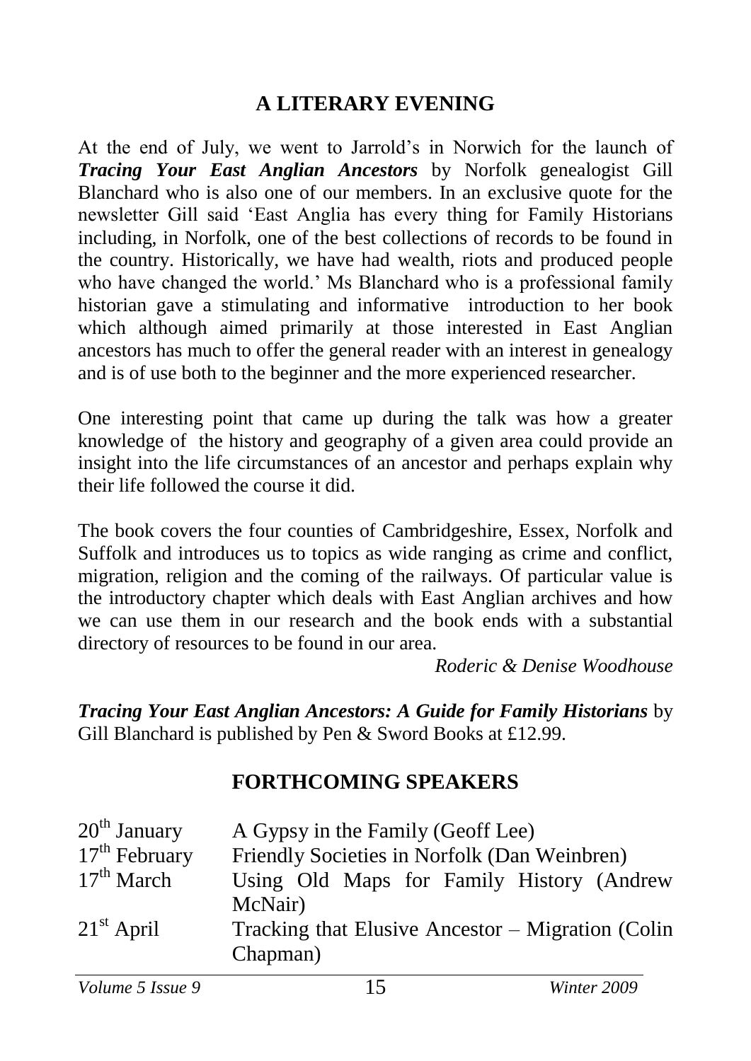## A LITERARY EVENING

At the end of July, we went to Jarrold's in Norwich for the launch of ***Tracing Your East Anglian Ancestors*** by Norfolk genealogist Gill Blanchard who is also one of our members. In an exclusive quote for the newsletter Gill said 'East Anglia has every thing for Family Historians including, in Norfolk, one of the best collections of records to be found in the country. Historically, we have had wealth, riots and produced people who have changed the world.' Ms Blanchard who is a professional family historian gave a stimulating and informative introduction to her book which although aimed primarily at those interested in East Anglian ancestors has much to offer the general reader with an interest in genealogy and is of use both to the beginner and the more experienced researcher.

One interesting point that came up during the talk was how a greater knowledge of the history and geography of a given area could provide an insight into the life circumstances of an ancestor and perhaps explain why their life followed the course it did.

The book covers the four counties of Cambridgeshire, Essex, Norfolk and Suffolk and introduces us to topics as wide ranging as crime and conflict, migration, religion and the coming of the railways. Of particular value is the introductory chapter which deals with East Anglian archives and how we can use them in our research and the book ends with a substantial directory of resources to be found in our area.

*Roderic & Denise Woodhouse*

***Tracing Your East Anglian Ancestors: A Guide for Family Historians*** by Gill Blanchard is published by Pen & Sword Books at £12.99.

## FORTHCOMING SPEAKERS

| | |
|---|---|
| 20th January | A Gypsy in the Family (Geoff Lee) |
| 17th February | Friendly Societies in Norfolk (Dan Weinbren) |
| 17th March | Using Old Maps for Family History (Andrew McNair) |
| 21st April | Tracking that Elusive Ancestor – Migration (Colin Chapman) |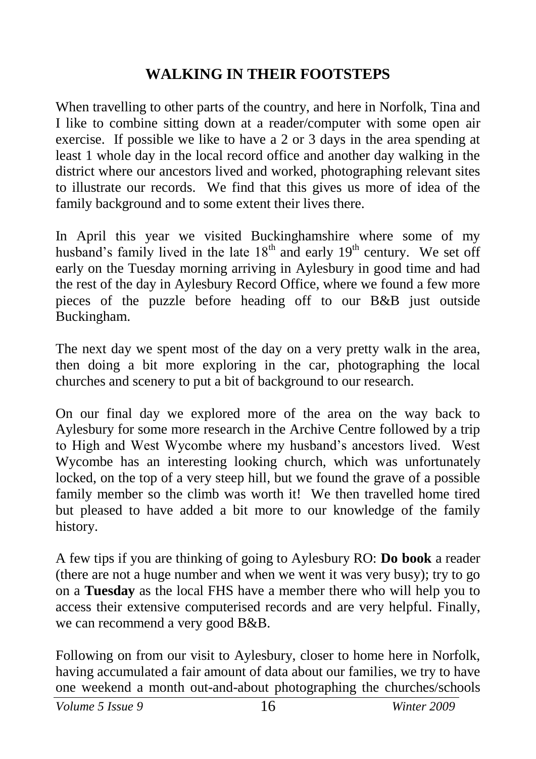## WALKING IN THEIR FOOTSTEPS

When travelling to other parts of the country, and here in Norfolk, Tina and I like to combine sitting down at a reader/computer with some open air exercise. If possible we like to have a 2 or 3 days in the area spending at least 1 whole day in the local record office and another day walking in the district where our ancestors lived and worked, photographing relevant sites to illustrate our records. We find that this gives us more of idea of the family background and to some extent their lives there.

In April this year we visited Buckinghamshire where some of my husband's family lived in the late 18th and early 19th century. We set off early on the Tuesday morning arriving in Aylesbury in good time and had the rest of the day in Aylesbury Record Office, where we found a few more pieces of the puzzle before heading off to our B&B just outside Buckingham.

The next day we spent most of the day on a very pretty walk in the area, then doing a bit more exploring in the car, photographing the local churches and scenery to put a bit of background to our research.

On our final day we explored more of the area on the way back to Aylesbury for some more research in the Archive Centre followed by a trip to High and West Wycombe where my husband's ancestors lived. West Wycombe has an interesting looking church, which was unfortunately locked, on the top of a very steep hill, but we found the grave of a possible family member so the climb was worth it! We then travelled home tired but pleased to have added a bit more to our knowledge of the family history.

A few tips if you are thinking of going to Aylesbury RO: **Do book** a reader (there are not a huge number and when we went it was very busy); try to go on a **Tuesday** as the local FHS have a member there who will help you to access their extensive computerised records and are very helpful. Finally, we can recommend a very good B&B.

Following on from our visit to Aylesbury, closer to home here in Norfolk, having accumulated a fair amount of data about our families, we try to have one weekend a month out-and-about photographing the churches/schools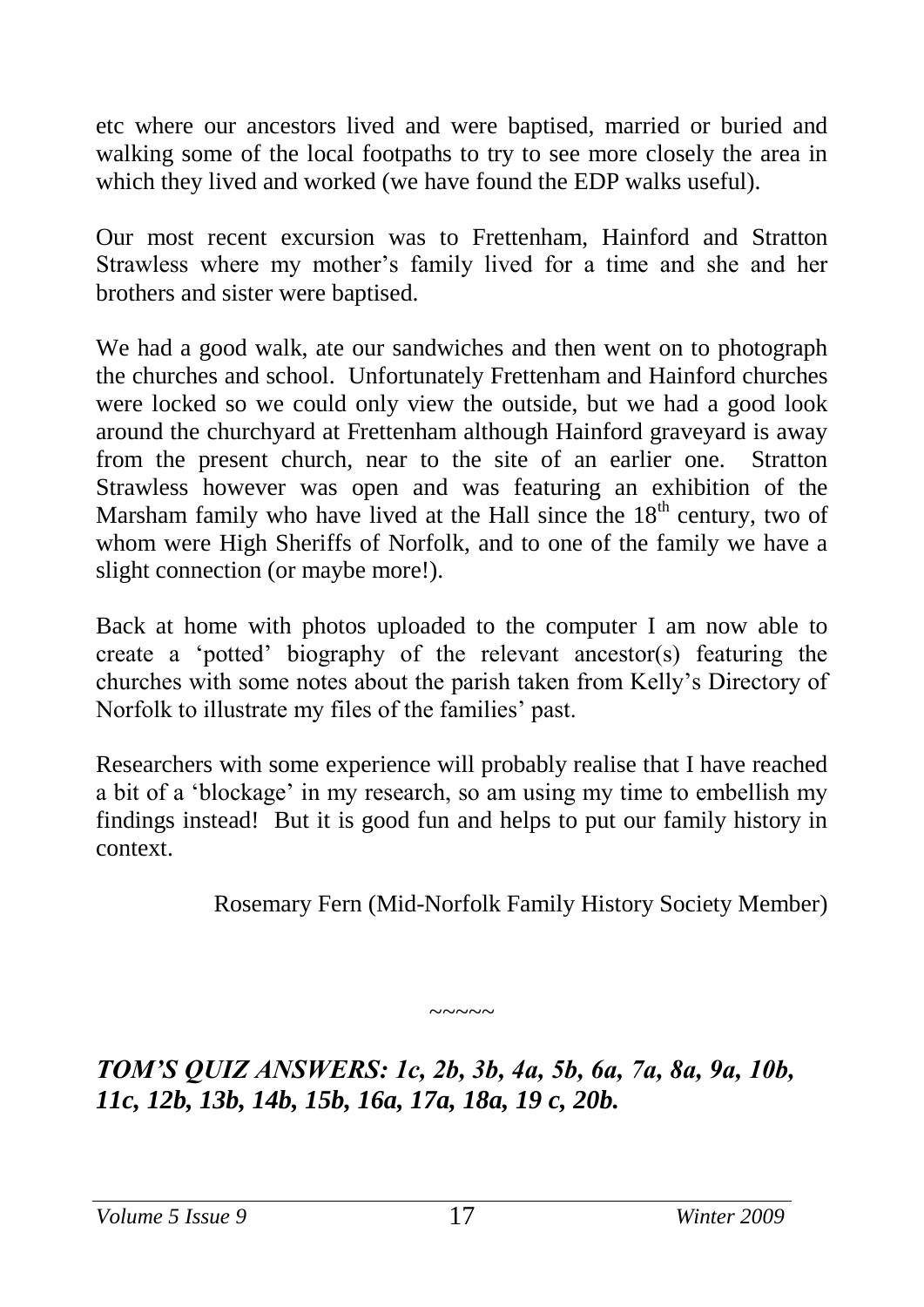etc where our ancestors lived and were baptised, married or buried and walking some of the local footpaths to try to see more closely the area in which they lived and worked (we have found the EDP walks useful).

Our most recent excursion was to Frettenham, Hainford and Stratton Strawless where my mother's family lived for a time and she and her brothers and sister were baptised.

We had a good walk, ate our sandwiches and then went on to photograph the churches and school. Unfortunately Frettenham and Hainford churches were locked so we could only view the outside, but we had a good look around the churchyard at Frettenham although Hainford graveyard is away from the present church, near to the site of an earlier one. Stratton Strawless however was open and was featuring an exhibition of the Marsham family who have lived at the Hall since the 18th century, two of whom were High Sheriffs of Norfolk, and to one of the family we have a slight connection (or maybe more!).

Back at home with photos uploaded to the computer I am now able to create a 'potted' biography of the relevant ancestor(s) featuring the churches with some notes about the parish taken from Kelly's Directory of Norfolk to illustrate my files of the families' past.

Researchers with some experience will probably realise that I have reached a bit of a 'blockage' in my research, so am using my time to embellish my findings instead! But it is good fun and helps to put our family history in context.

Rosemary Fern (Mid-Norfolk Family History Society Member)

~~~~~

***TOM'S QUIZ ANSWERS: 1c, 2b, 3b, 4a, 5b, 6a, 7a, 8a, 9a, 10b, 11c, 12b, 13b, 14b, 15b, 16a, 17a, 18a, 19 c, 20b.***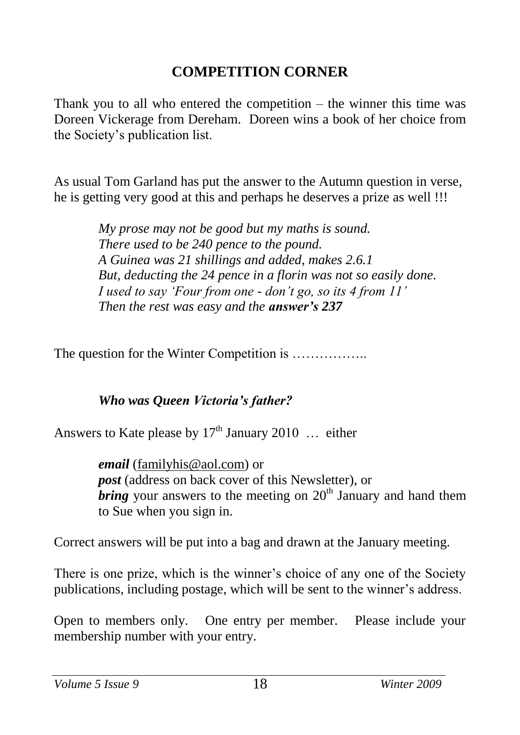## COMPETITION CORNER

Thank you to all who entered the competition – the winner this time was Doreen Vickerage from Dereham. Doreen wins a book of her choice from the Society's publication list.

As usual Tom Garland has put the answer to the Autumn question in verse, he is getting very good at this and perhaps he deserves a prize as well !!!

> *My prose may not be good but my maths is sound.*
> *There used to be 240 pence to the pound.*
> *A Guinea was 21 shillings and added, makes 2.6.1*
> *But, deducting the 24 pence in a florin was not so easily done.*
> *I used to say 'Four from one - don't go, so its 4 from 11'*
> *Then the rest was easy and the **answer's 237***

The question for the Winter Competition is ……………..

> ***Who was Queen Victoria's father?***

Answers to Kate please by 17th January 2010 … either

> ***email*** (familyhis@aol.com) or
> ***post*** (address on back cover of this Newsletter), or
> ***bring*** your answers to the meeting on 20th January and hand them to Sue when you sign in.

Correct answers will be put into a bag and drawn at the January meeting.

There is one prize, which is the winner's choice of any one of the Society publications, including postage, which will be sent to the winner's address.

Open to members only. One entry per member. Please include your membership number with your entry.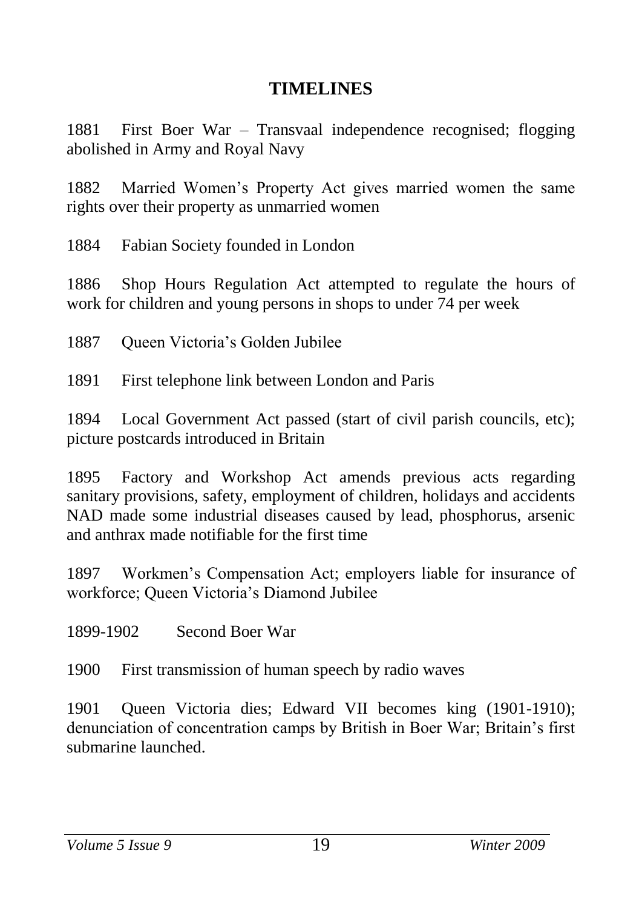## TIMELINES

1881 First Boer War – Transvaal independence recognised; flogging abolished in Army and Royal Navy

1882 Married Women's Property Act gives married women the same rights over their property as unmarried women

1884 Fabian Society founded in London

1886 Shop Hours Regulation Act attempted to regulate the hours of work for children and young persons in shops to under 74 per week

1887 Queen Victoria's Golden Jubilee

1891 First telephone link between London and Paris

1894 Local Government Act passed (start of civil parish councils, etc); picture postcards introduced in Britain

1895 Factory and Workshop Act amends previous acts regarding sanitary provisions, safety, employment of children, holidays and accidents NAD made some industrial diseases caused by lead, phosphorus, arsenic and anthrax made notifiable for the first time

1897 Workmen's Compensation Act; employers liable for insurance of workforce; Queen Victoria's Diamond Jubilee

1899-1902 Second Boer War

1900 First transmission of human speech by radio waves

1901 Queen Victoria dies; Edward VII becomes king (1901-1910); denunciation of concentration camps by British in Boer War; Britain's first submarine launched.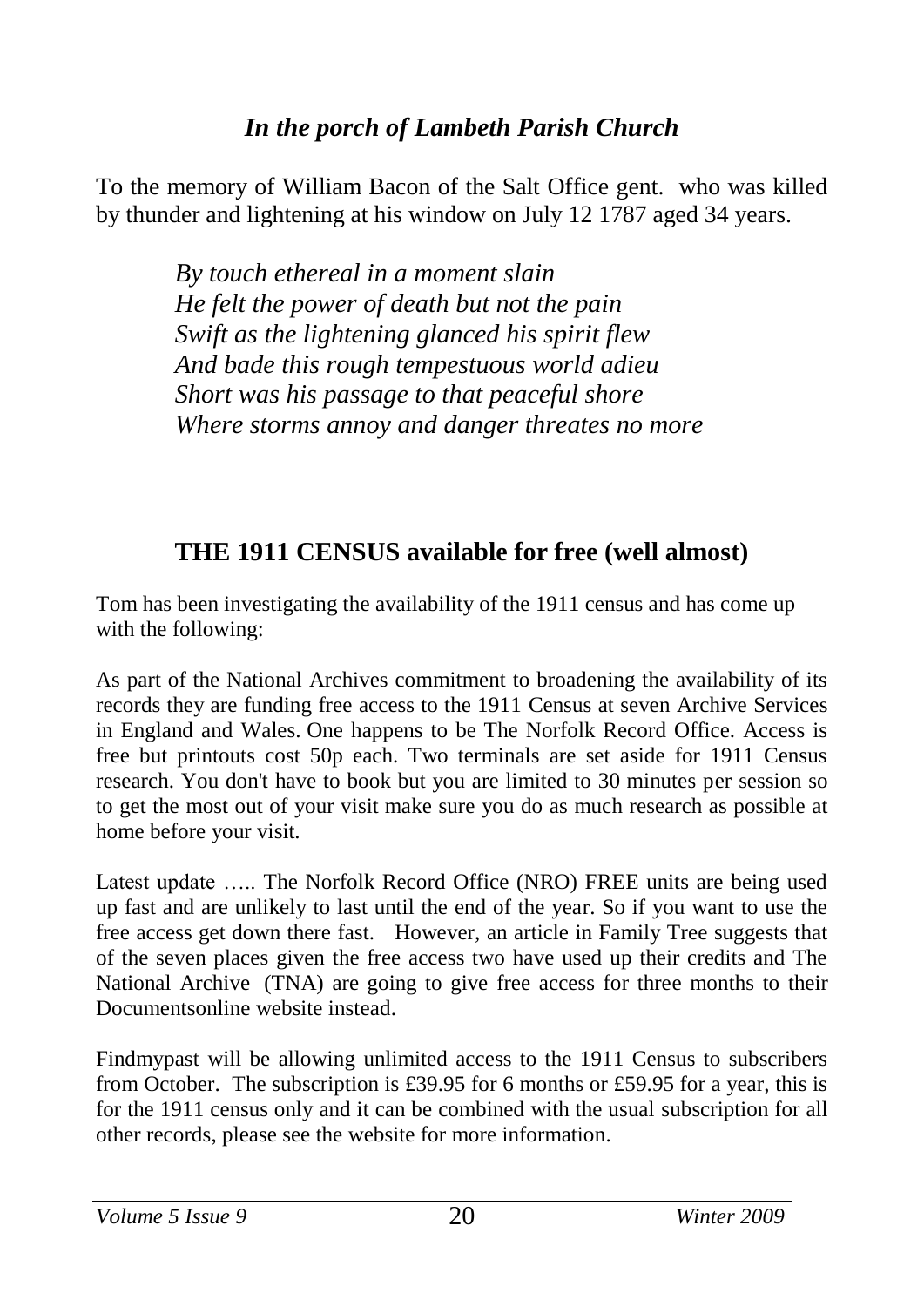## *In the porch of Lambeth Parish Church*

To the memory of William Bacon of the Salt Office gent. who was killed by thunder and lightening at his window on July 12 1787 aged 34 years.

> *By touch ethereal in a moment slain*
> *He felt the power of death but not the pain*
> *Swift as the lightening glanced his spirit flew*
> *And bade this rough tempestuous world adieu*
> *Short was his passage to that peaceful shore*
> *Where storms annoy and danger threates no more*

## **THE 1911 CENSUS available for free (well almost)**

Tom has been investigating the availability of the 1911 census and has come up with the following:

As part of the National Archives commitment to broadening the availability of its records they are funding free access to the 1911 Census at seven Archive Services in England and Wales. One happens to be The Norfolk Record Office. Access is free but printouts cost 50p each. Two terminals are set aside for 1911 Census research. You don't have to book but you are limited to 30 minutes per session so to get the most out of your visit make sure you do as much research as possible at home before your visit.

Latest update ….. The Norfolk Record Office (NRO) FREE units are being used up fast and are unlikely to last until the end of the year. So if you want to use the free access get down there fast. However, an article in Family Tree suggests that of the seven places given the free access two have used up their credits and The National Archive (TNA) are going to give free access for three months to their Documentsonline website instead.

Findmypast will be allowing unlimited access to the 1911 Census to subscribers from October. The subscription is £39.95 for 6 months or £59.95 for a year, this is for the 1911 census only and it can be combined with the usual subscription for all other records, please see the website for more information.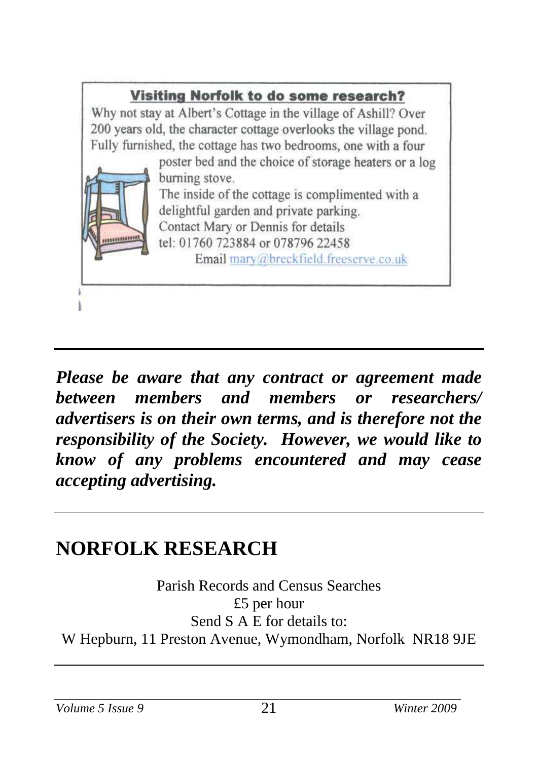**Visiting Norfolk to do some research?**

Why not stay at Albert's Cottage in the village of Ashill? Over 200 years old, the character cottage overlooks the village pond. Fully furnished, the cottage has two bedrooms, one with a four poster bed and the choice of storage heaters or a log burning stove.

The inside of the cottage is complimented with a delightful garden and private parking.

Contact Mary or Dennis for details

tel: 01760 723884 or 078796 22458

Email mary@breckfield.freeserve.co.uk

---

***Please be aware that any contract or agreement made between members and members or researchers/ advertisers is on their own terms, and is therefore not the responsibility of the Society. However, we would like to know of any problems encountered and may cease accepting advertising.***

---

# NORFOLK RESEARCH

Parish Records and Census Searches

£5 per hour

Send S A E for details to:

W Hepburn, 11 Preston Avenue, Wymondham, Norfolk NR18 9JE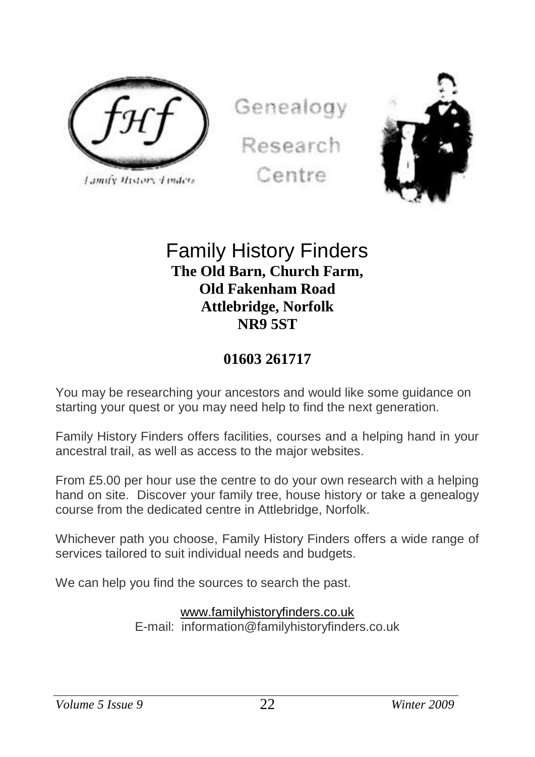fHf

Family History Finders

Genealogy

Research

Centre

# Family History Finders

**The Old Barn, Church Farm,**
**Old Fakenham Road**
**Attlebridge, Norfolk**
**NR9 5ST**

## 01603 261717

You may be researching your ancestors and would like some guidance on starting your quest or you may need help to find the next generation.

Family History Finders offers facilities, courses and a helping hand in your ancestral trail, as well as access to the major websites.

From £5.00 per hour use the centre to do your own research with a helping hand on site. Discover your family tree, house history or take a genealogy course from the dedicated centre in Attlebridge, Norfolk.

Whichever path you choose, Family History Finders offers a wide range of services tailored to suit individual needs and budgets.

We can help you find the sources to search the past.

www.familyhistoryfinders.co.uk
E-mail: information@familyhistoryfinders.co.uk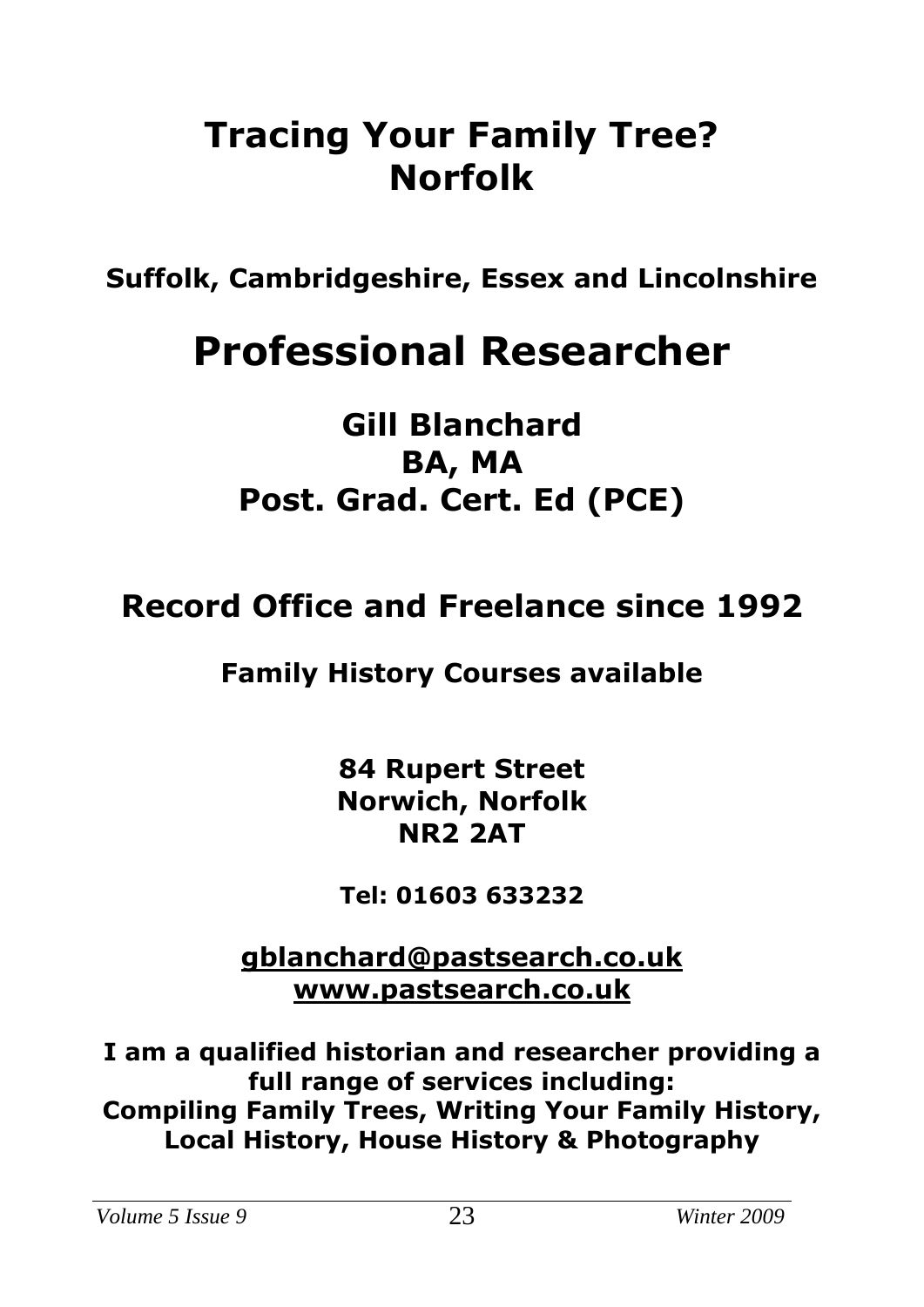# Tracing Your Family Tree? Norfolk

**Suffolk, Cambridgeshire, Essex and Lincolnshire**

# Professional Researcher

## Gill Blanchard
## BA, MA
## Post. Grad. Cert. Ed (PCE)

## Record Office and Freelance since 1992

### Family History Courses available

**84 Rupert Street**
**Norwich, Norfolk**
**NR2 2AT**

**Tel: 01603 633232**

**gblanchard@pastsearch.co.uk**
**www.pastsearch.co.uk**

**I am a qualified historian and researcher providing a full range of services including:**
**Compiling Family Trees, Writing Your Family History, Local History, House History & Photography**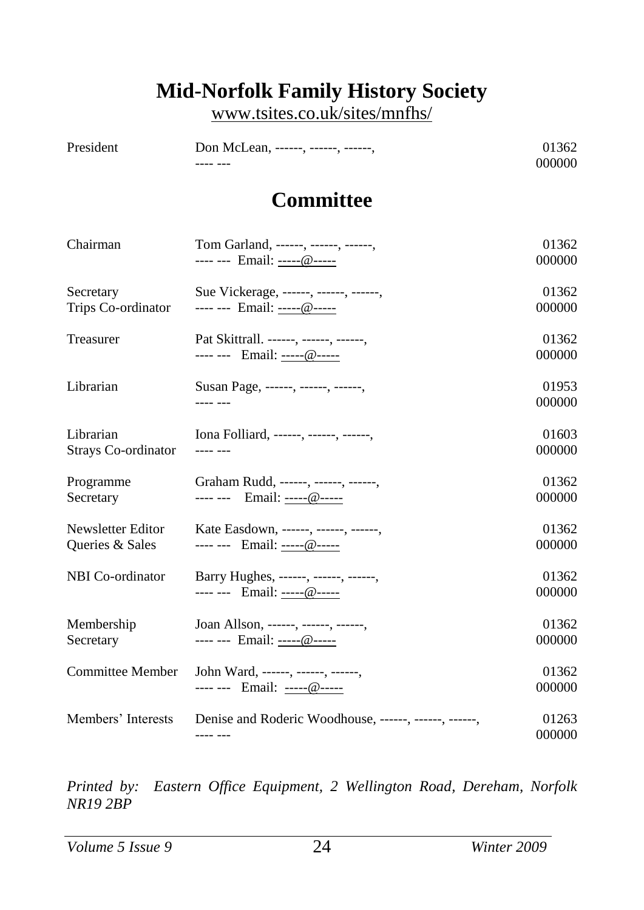# Mid-Norfolk Family History Society

www.tsites.co.uk/sites/mnfhs/

| | | |
|---|---|---|
| President | Don McLean, ------, ------, ------, ---- --- | 01362 000000 |

## Committee

| | | |
|---|---|---|
| Chairman | Tom Garland, ------, ------, ------, ---- --- Email: -----@----- | 01362 000000 |
| Secretary Trips Co-ordinator | Sue Vickerage, ------, ------, ------, ---- --- Email: -----@----- | 01362 000000 |
| Treasurer | Pat Skittrall. ------, ------, ------, ---- --- Email: -----@----- | 01362 000000 |
| Librarian | Susan Page, ------, ------, ------, ---- --- | 01953 000000 |
| Librarian Strays Co-ordinator | Iona Folliard, ------, ------, ------, ---- --- | 01603 000000 |
| Programme Secretary | Graham Rudd, ------, ------, ------, ---- --- Email: -----@----- | 01362 000000 |
| Newsletter Editor Queries & Sales | Kate Easdown, ------, ------, ------, ---- --- Email: -----@----- | 01362 000000 |
| NBI Co-ordinator | Barry Hughes, ------, ------, ------, ---- --- Email: -----@----- | 01362 000000 |
| Membership Secretary | Joan Allson, ------, ------, ------, ---- --- Email: -----@----- | 01362 000000 |
| Committee Member | John Ward, ------, ------, ------, ---- --- Email: -----@----- | 01362 000000 |
| Members' Interests | Denise and Roderic Woodhouse, ------, ------, ------, ---- --- | 01263 000000 |

*Printed by: Eastern Office Equipment, 2 Wellington Road, Dereham, Norfolk NR19 2BP*